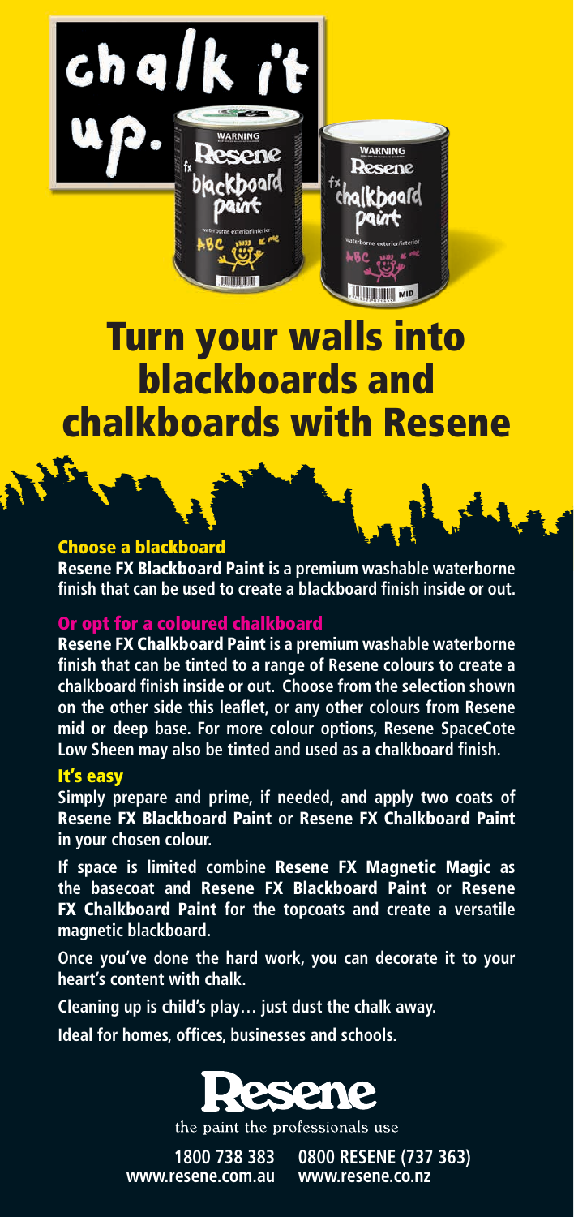chalk it up.

# Turn your walls into blackboards and chalkboards with Resene

## Choose a blackboard

**Resene FX Blackboard Paint** is a premium washable waterborne finish that can be used to create a blackboard finish inside or out.

## Or opt for a coloured chalkboard

**Resene FX Chalkboard Paint** is a premium washable waterborne finish that can be tinted to a range of Resene colours to create a chalkboard finish inside or out. Choose from the selection shown on the other side this leaflet, or any other colours from Resene mid or deep base. For more colour options, Resene SpaceCote Low Sheen may also be tinted and used as a chalkboard finish.

## It's easy

Simply prepare and prime, if needed, and apply two coats of **Resene FX Blackboard Paint** or **Resene FX Chalkboard Paint** in your chosen colour.

If space is limited combine **Resene FX Magnetic Magic** as the basecoat and **Resene FX Blackboard Paint** or **Resene FX Chalkboard Paint** for the topcoats and create a versatile magnetic blackboard.

Once you've done the hard work, you can decorate it to your heart's content with chalk.

Cleaning up is child's play… just dust the chalk away.

Ideal for homes, offices, businesses and schools.

**Resene**

the paint the professionals use

1800 738 383
www.resene.com.au

0800 RESENE (737 363)
www.resene.co.nz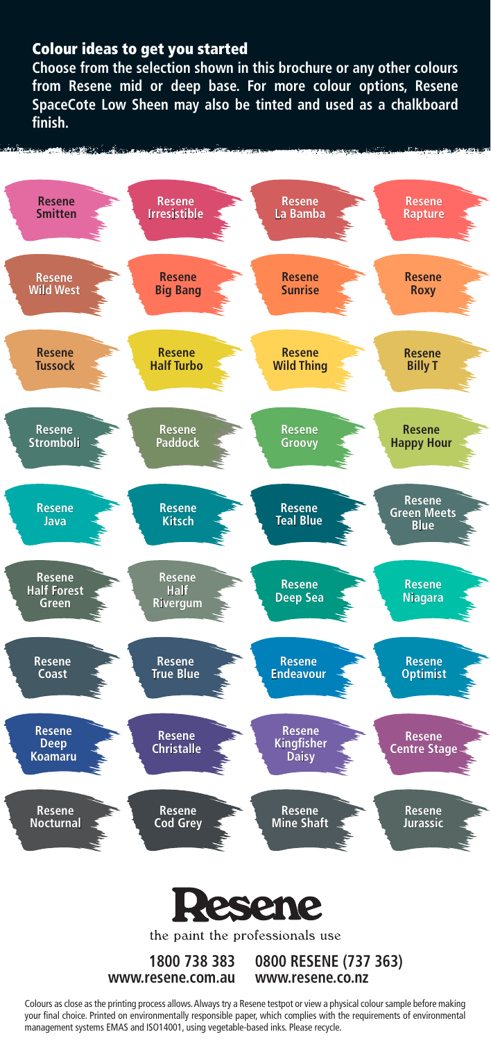## Colour ideas to get you started

**Choose from the selection shown in this brochure or any other colours from Resene mid or deep base. For more colour options, Resene SpaceCote Low Sheen may also be tinted and used as a chalkboard finish.**

Resene Smitten

Resene Irresistible

Resene La Bamba

Resene Rapture

Resene Wild West

Resene Big Bang

Resene Sunrise

Resene Roxy

Resene Tussock

Resene Half Turbo

Resene Wild Thing

Resene Billy T

Resene Stromboli

Resene Paddock

Resene Groovy

Resene Happy Hour

Resene Java

Resene Kitsch

Resene Teal Blue

Resene Green Meets Blue

Resene Half Forest Green

Resene Half Rivergum

Resene Deep Sea

Resene Niagara

Resene Coast

Resene True Blue

Resene Endeavour

Resene Optimist

Resene Deep Koamaru

Resene Christalle

Resene Kingfisher Daisy

Resene Centre Stage

Resene Nocturnal

Resene Cod Grey

Resene Mine Shaft

Resene Jurassic

**Resene**

the paint the professionals use

**1800 738 383**
**www.resene.com.au**

**0800 RESENE (737 363)**
**www.resene.co.nz**

Colours as close as the printing process allows. Always try a Resene testpot or view a physical colour sample before making your final choice. Printed on environmentally responsible paper, which complies with the requirements of environmental management systems EMAS and ISO14001, using vegetable-based inks. Please recycle.